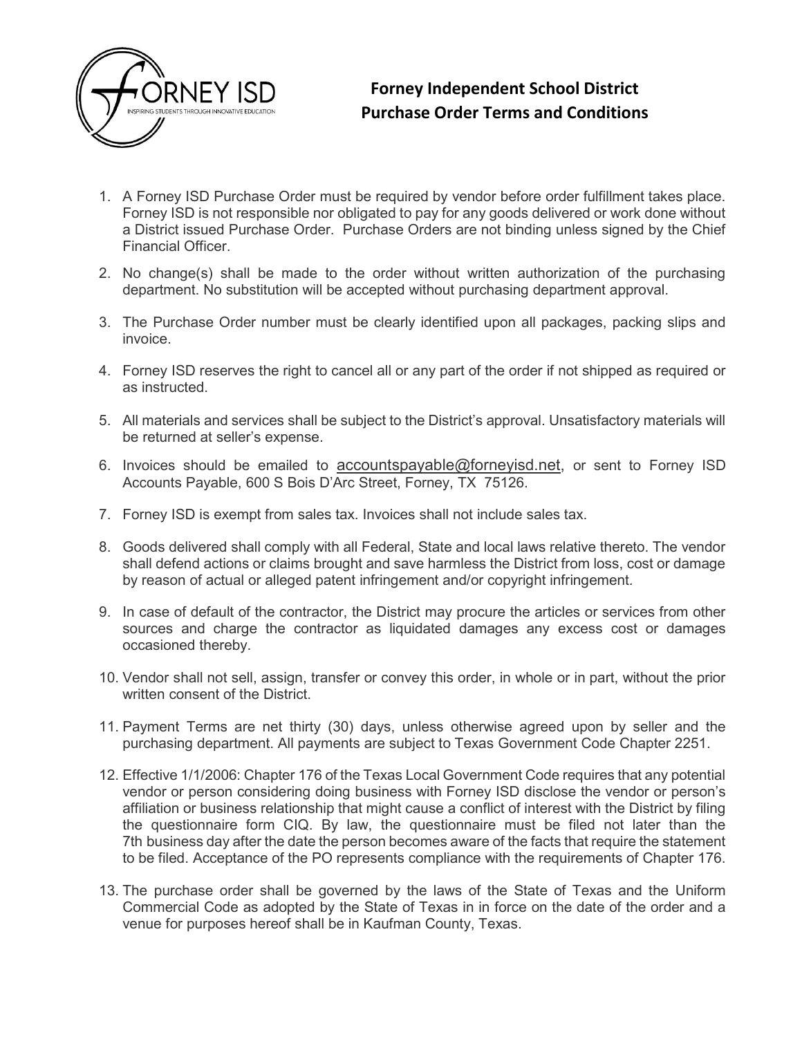# Forney Independent School District Purchase Order Terms and Conditions

1. A Forney ISD Purchase Order must be required by vendor before order fulfillment takes place. Forney ISD is not responsible nor obligated to pay for any goods delivered or work done without a District issued Purchase Order. Purchase Orders are not binding unless signed by the Chief Financial Officer.

2. No change(s) shall be made to the order without written authorization of the purchasing department. No substitution will be accepted without purchasing department approval.

3. The Purchase Order number must be clearly identified upon all packages, packing slips and invoice.

4. Forney ISD reserves the right to cancel all or any part of the order if not shipped as required or as instructed.

5. All materials and services shall be subject to the District's approval. Unsatisfactory materials will be returned at seller's expense.

6. Invoices should be emailed to accountspayable@forneyisd.net, or sent to Forney ISD Accounts Payable, 600 S Bois D'Arc Street, Forney, TX 75126.

7. Forney ISD is exempt from sales tax. Invoices shall not include sales tax.

8. Goods delivered shall comply with all Federal, State and local laws relative thereto. The vendor shall defend actions or claims brought and save harmless the District from loss, cost or damage by reason of actual or alleged patent infringement and/or copyright infringement.

9. In case of default of the contractor, the District may procure the articles or services from other sources and charge the contractor as liquidated damages any excess cost or damages occasioned thereby.

10. Vendor shall not sell, assign, transfer or convey this order, in whole or in part, without the prior written consent of the District.

11. Payment Terms are net thirty (30) days, unless otherwise agreed upon by seller and the purchasing department. All payments are subject to Texas Government Code Chapter 2251.

12. Effective 1/1/2006: Chapter 176 of the Texas Local Government Code requires that any potential vendor or person considering doing business with Forney ISD disclose the vendor or person's affiliation or business relationship that might cause a conflict of interest with the District by filing the questionnaire form CIQ. By law, the questionnaire must be filed not later than the 7th business day after the date the person becomes aware of the facts that require the statement to be filed. Acceptance of the PO represents compliance with the requirements of Chapter 176.

13. The purchase order shall be governed by the laws of the State of Texas and the Uniform Commercial Code as adopted by the State of Texas in in force on the date of the order and a venue for purposes hereof shall be in Kaufman County, Texas.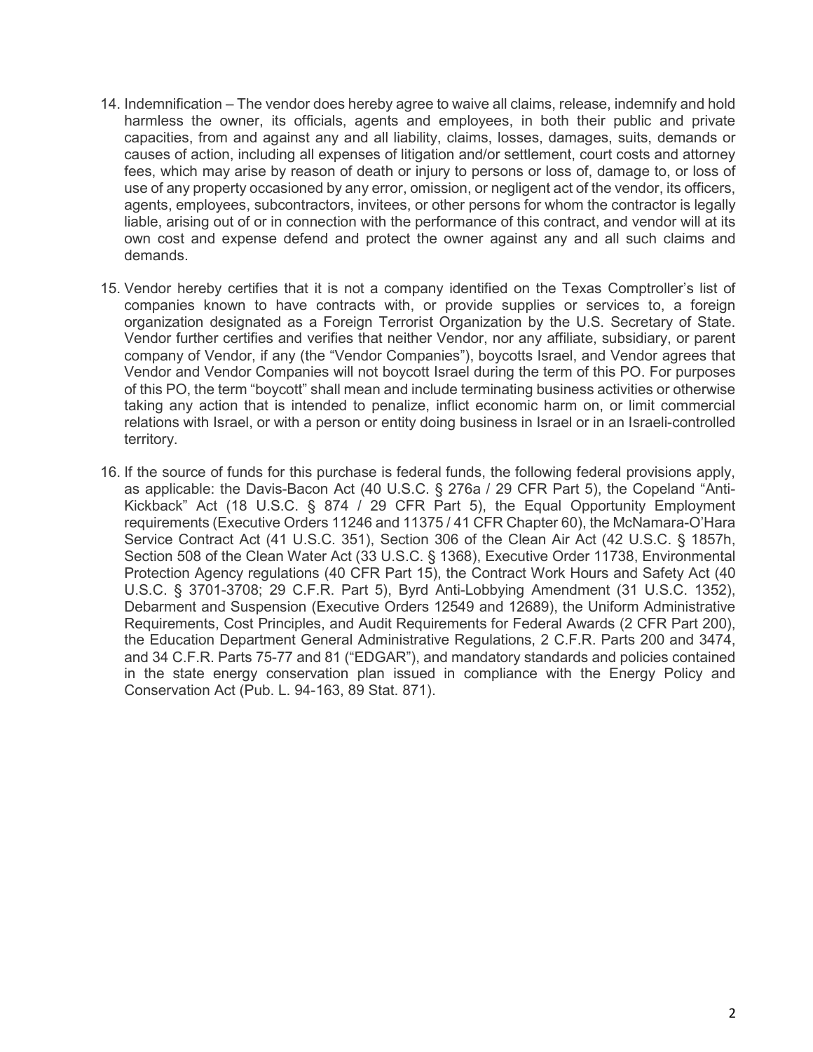14. Indemnification – The vendor does hereby agree to waive all claims, release, indemnify and hold harmless the owner, its officials, agents and employees, in both their public and private capacities, from and against any and all liability, claims, losses, damages, suits, demands or causes of action, including all expenses of litigation and/or settlement, court costs and attorney fees, which may arise by reason of death or injury to persons or loss of, damage to, or loss of use of any property occasioned by any error, omission, or negligent act of the vendor, its officers, agents, employees, subcontractors, invitees, or other persons for whom the contractor is legally liable, arising out of or in connection with the performance of this contract, and vendor will at its own cost and expense defend and protect the owner against any and all such claims and demands.

15. Vendor hereby certifies that it is not a company identified on the Texas Comptroller's list of companies known to have contracts with, or provide supplies or services to, a foreign organization designated as a Foreign Terrorist Organization by the U.S. Secretary of State. Vendor further certifies and verifies that neither Vendor, nor any affiliate, subsidiary, or parent company of Vendor, if any (the "Vendor Companies"), boycotts Israel, and Vendor agrees that Vendor and Vendor Companies will not boycott Israel during the term of this PO. For purposes of this PO, the term "boycott" shall mean and include terminating business activities or otherwise taking any action that is intended to penalize, inflict economic harm on, or limit commercial relations with Israel, or with a person or entity doing business in Israel or in an Israeli-controlled territory.

16. If the source of funds for this purchase is federal funds, the following federal provisions apply, as applicable: the Davis-Bacon Act (40 U.S.C. § 276a / 29 CFR Part 5), the Copeland "Anti-Kickback" Act (18 U.S.C. § 874 / 29 CFR Part 5), the Equal Opportunity Employment requirements (Executive Orders 11246 and 11375 / 41 CFR Chapter 60), the McNamara-O'Hara Service Contract Act (41 U.S.C. 351), Section 306 of the Clean Air Act (42 U.S.C. § 1857h, Section 508 of the Clean Water Act (33 U.S.C. § 1368), Executive Order 11738, Environmental Protection Agency regulations (40 CFR Part 15), the Contract Work Hours and Safety Act (40 U.S.C. § 3701-3708; 29 C.F.R. Part 5), Byrd Anti-Lobbying Amendment (31 U.S.C. 1352), Debarment and Suspension (Executive Orders 12549 and 12689), the Uniform Administrative Requirements, Cost Principles, and Audit Requirements for Federal Awards (2 CFR Part 200), the Education Department General Administrative Regulations, 2 C.F.R. Parts 200 and 3474, and 34 C.F.R. Parts 75-77 and 81 ("EDGAR"), and mandatory standards and policies contained in the state energy conservation plan issued in compliance with the Energy Policy and Conservation Act (Pub. L. 94-163, 89 Stat. 871).